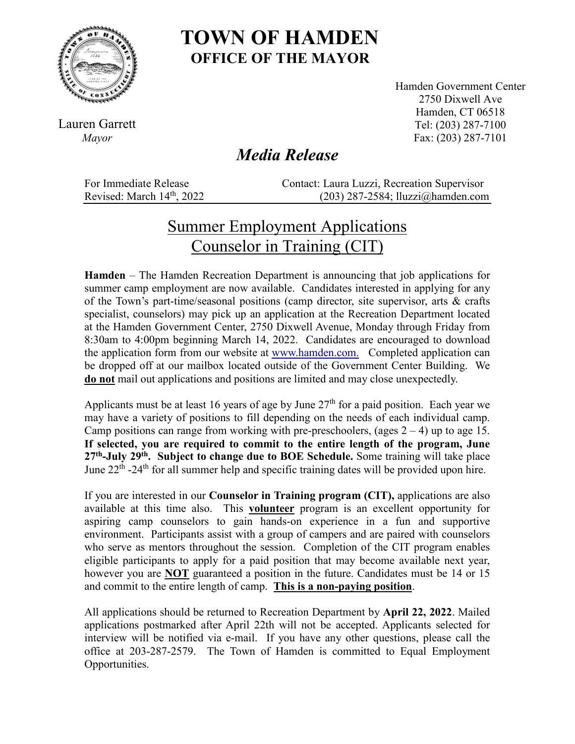# TOWN OF HAMDEN
## OFFICE OF THE MAYOR

Lauren Garrett
*Mayor*

Hamden Government Center
2750 Dixwell Ave
Hamden, CT 06518
Tel: (203) 287-7100
Fax: (203) 287-7101

## *Media Release*

For Immediate Release
Revised: March 14th, 2022

Contact: Laura Luzzi, Recreation Supervisor
(203) 287-2584; lluzzi@hamden.com

## Summer Employment Applications Counselor in Training (CIT)

**Hamden** – The Hamden Recreation Department is announcing that job applications for summer camp employment are now available. Candidates interested in applying for any of the Town's part-time/seasonal positions (camp director, site supervisor, arts & crafts specialist, counselors) may pick up an application at the Recreation Department located at the Hamden Government Center, 2750 Dixwell Avenue, Monday through Friday from 8:30am to 4:00pm beginning March 14, 2022. Candidates are encouraged to download the application form from our website at www.hamden.com. Completed application can be dropped off at our mailbox located outside of the Government Center Building. We **do not** mail out applications and positions are limited and may close unexpectedly.

Applicants must be at least 16 years of age by June 27th for a paid position. Each year we may have a variety of positions to fill depending on the needs of each individual camp. Camp positions can range from working with pre-preschoolers, (ages 2 – 4) up to age 15. **If selected, you are required to commit to the entire length of the program, June 27th-July 29th. Subject to change due to BOE Schedule.** Some training will take place June 22th -24th for all summer help and specific training dates will be provided upon hire.

If you are interested in our **Counselor in Training program (CIT),** applications are also available at this time also. This **volunteer** program is an excellent opportunity for aspiring camp counselors to gain hands-on experience in a fun and supportive environment. Participants assist with a group of campers and are paired with counselors who serve as mentors throughout the session. Completion of the CIT program enables eligible participants to apply for a paid position that may become available next year, however you are **NOT** guaranteed a position in the future. Candidates must be 14 or 15 and commit to the entire length of camp. **This is a non-paying position**.

All applications should be returned to Recreation Department by **April 22, 2022**. Mailed applications postmarked after April 22th will not be accepted. Applicants selected for interview will be notified via e-mail. If you have any other questions, please call the office at 203-287-2579. The Town of Hamden is committed to Equal Employment Opportunities.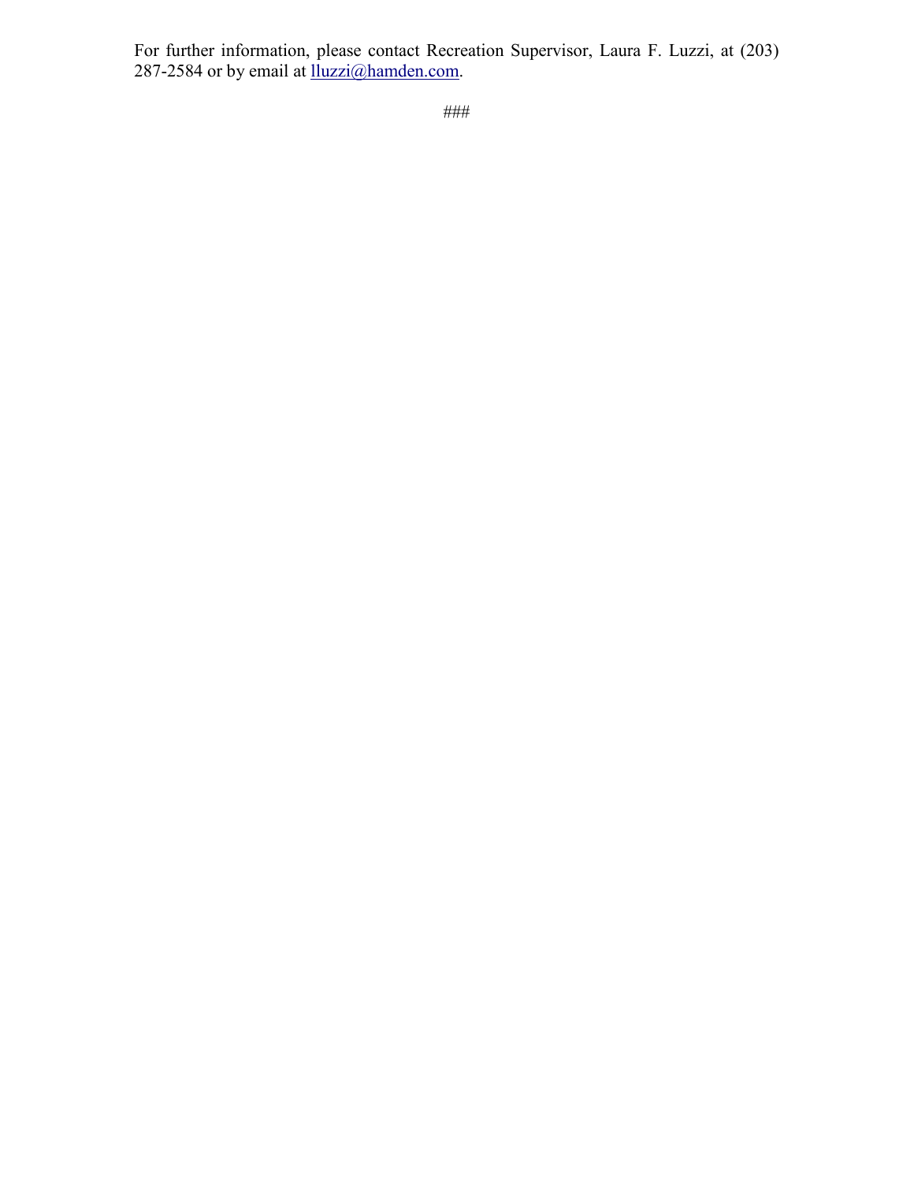For further information, please contact Recreation Supervisor, Laura F. Luzzi, at (203) 287-2584 or by email at lluzzi@hamden.com.

###